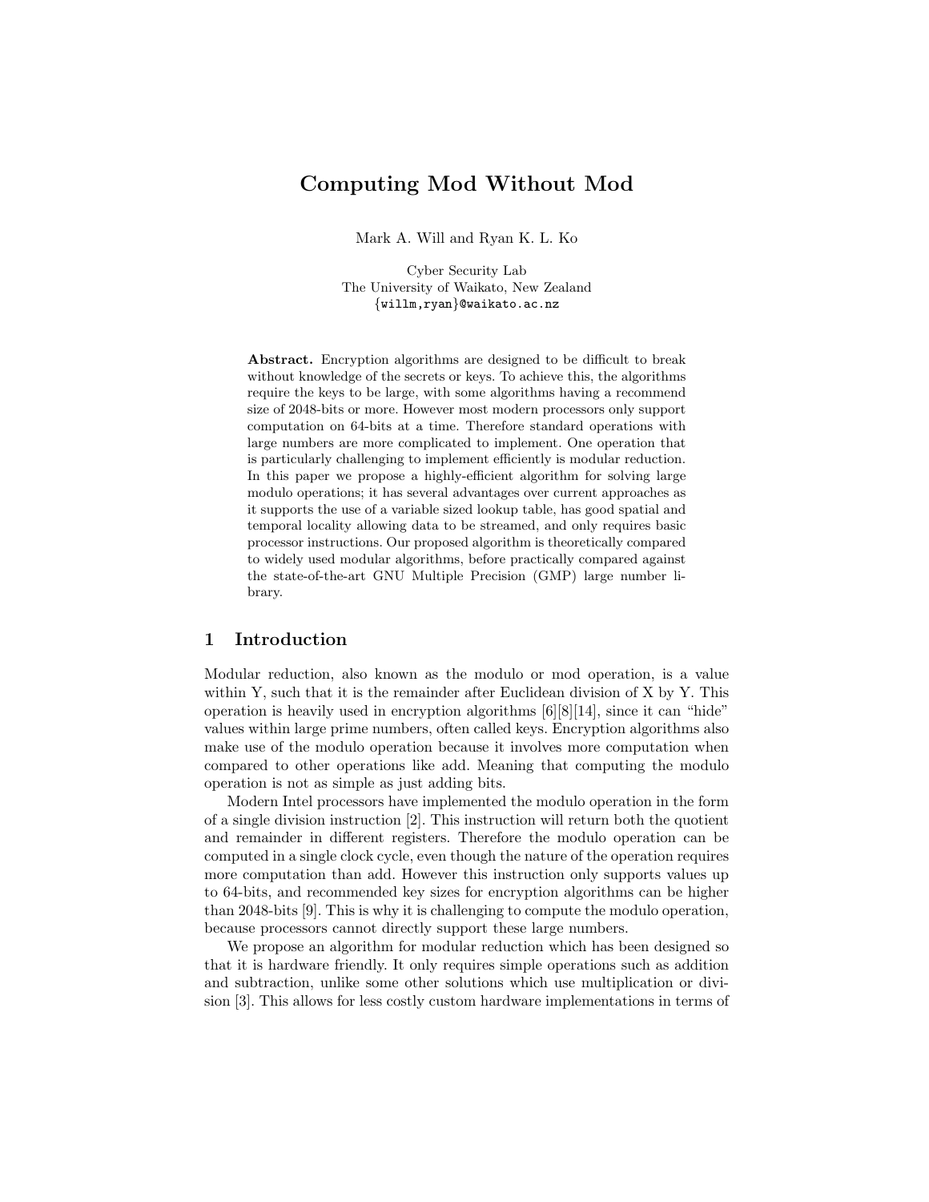# Computing Mod Without Mod

Mark A. Will and Ryan K. L. Ko

Cyber Security Lab
The University of Waikato, New Zealand
{willm,ryan}@waikato.ac.nz

**Abstract.** Encryption algorithms are designed to be difficult to break without knowledge of the secrets or keys. To achieve this, the algorithms require the keys to be large, with some algorithms having a recommend size of 2048-bits or more. However most modern processors only support computation on 64-bits at a time. Therefore standard operations with large numbers are more complicated to implement. One operation that is particularly challenging to implement efficiently is modular reduction. In this paper we propose a highly-efficient algorithm for solving large modulo operations; it has several advantages over current approaches as it supports the use of a variable sized lookup table, has good spatial and temporal locality allowing data to be streamed, and only requires basic processor instructions. Our proposed algorithm is theoretically compared to widely used modular algorithms, before practically compared against the state-of-the-art GNU Multiple Precision (GMP) large number library.

## 1 Introduction

Modular reduction, also known as the modulo or mod operation, is a value within Y, such that it is the remainder after Euclidean division of X by Y. This operation is heavily used in encryption algorithms [6][8][14], since it can "hide" values within large prime numbers, often called keys. Encryption algorithms also make use of the modulo operation because it involves more computation when compared to other operations like add. Meaning that computing the modulo operation is not as simple as just adding bits.

Modern Intel processors have implemented the modulo operation in the form of a single division instruction [2]. This instruction will return both the quotient and remainder in different registers. Therefore the modulo operation can be computed in a single clock cycle, even though the nature of the operation requires more computation than add. However this instruction only supports values up to 64-bits, and recommended key sizes for encryption algorithms can be higher than 2048-bits [9]. This is why it is challenging to compute the modulo operation, because processors cannot directly support these large numbers.

We propose an algorithm for modular reduction which has been designed so that it is hardware friendly. It only requires simple operations such as addition and subtraction, unlike some other solutions which use multiplication or division [3]. This allows for less costly custom hardware implementations in terms of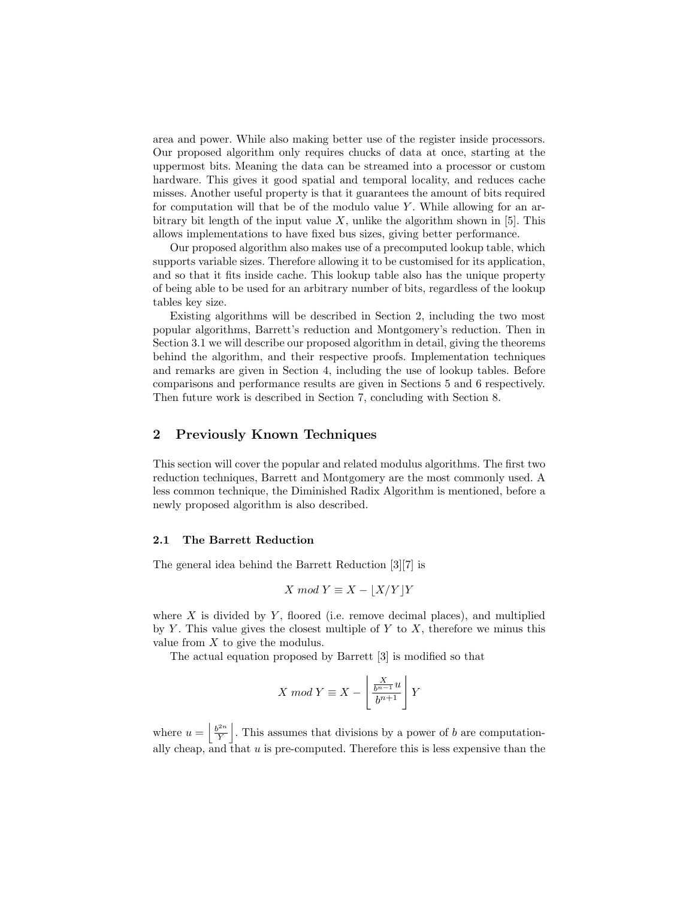area and power. While also making better use of the register inside processors. Our proposed algorithm only requires chucks of data at once, starting at the uppermost bits. Meaning the data can be streamed into a processor or custom hardware. This gives it good spatial and temporal locality, and reduces cache misses. Another useful property is that it guarantees the amount of bits required for computation will that be of the modulo value $Y$. While allowing for an arbitrary bit length of the input value $X$, unlike the algorithm shown in [5]. This allows implementations to have fixed bus sizes, giving better performance.

Our proposed algorithm also makes use of a precomputed lookup table, which supports variable sizes. Therefore allowing it to be customised for its application, and so that it fits inside cache. This lookup table also has the unique property of being able to be used for an arbitrary number of bits, regardless of the lookup tables key size.

Existing algorithms will be described in Section 2, including the two most popular algorithms, Barrett's reduction and Montgomery's reduction. Then in Section 3.1 we will describe our proposed algorithm in detail, giving the theorems behind the algorithm, and their respective proofs. Implementation techniques and remarks are given in Section 4, including the use of lookup tables. Before comparisons and performance results are given in Sections 5 and 6 respectively. Then future work is described in Section 7, concluding with Section 8.

## 2 Previously Known Techniques

This section will cover the popular and related modulus algorithms. The first two reduction techniques, Barrett and Montgomery are the most commonly used. A less common technique, the Diminished Radix Algorithm is mentioned, before a newly proposed algorithm is also described.

### 2.1 The Barrett Reduction

The general idea behind the Barrett Reduction [3][7] is

$$X \; mod \; Y \equiv X - \lfloor X/Y \rfloor Y$$

where $X$ is divided by $Y$, floored (i.e. remove decimal places), and multiplied by $Y$. This value gives the closest multiple of $Y$ to $X$, therefore we minus this value from $X$ to give the modulus.

The actual equation proposed by Barrett [3] is modified so that

$$X \; mod \; Y \equiv X - \left\lfloor \frac{\frac{X}{b^{n-1}} u}{b^{n+1}} \right\rfloor Y$$

where $u = \left\lfloor \frac{b^{2n}}{Y} \right\rfloor$. This assumes that divisions by a power of $b$ are computationally cheap, and that $u$ is pre-computed. Therefore this is less expensive than the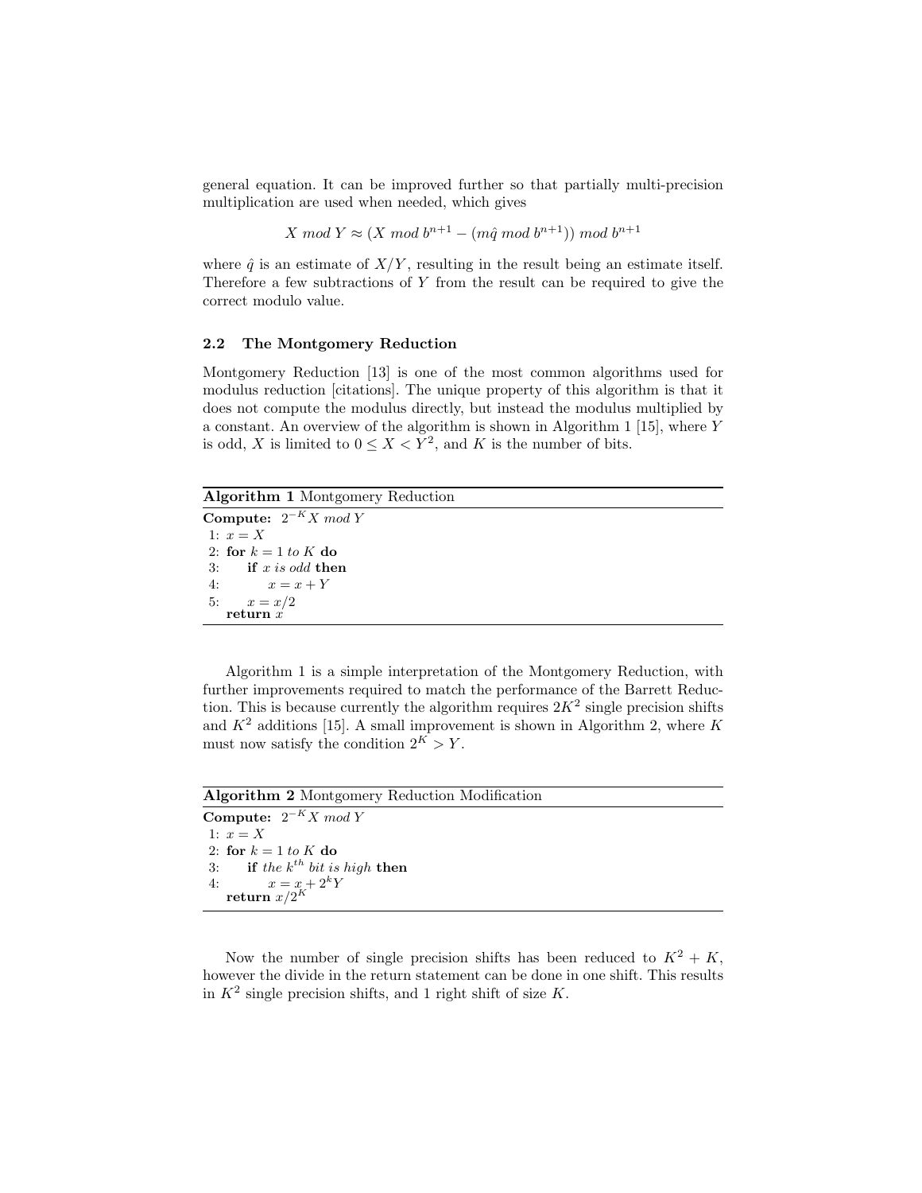general equation. It can be improved further so that partially multi-precision multiplication are used when needed, which gives

$$X \ mod \ Y \approx (X \ mod \ b^{n+1} - (m\hat{q} \ mod \ b^{n+1})) \ mod \ b^{n+1}$$

where $\hat{q}$ is an estimate of $X/Y$, resulting in the result being an estimate itself. Therefore a few subtractions of $Y$ from the result can be required to give the correct modulo value.

### 2.2 The Montgomery Reduction

Montgomery Reduction [13] is one of the most common algorithms used for modulus reduction [citations]. The unique property of this algorithm is that it does not compute the modulus directly, but instead the modulus multiplied by a constant. An overview of the algorithm is shown in Algorithm 1 [15], where $Y$ is odd, $X$ is limited to $0 \leq X < Y^2$, and $K$ is the number of bits.

**Algorithm 1** Montgomery Reduction

```
Compute: 2^{-K} X mod Y
1: x = X
2: for k = 1 to K do
3:     if x is odd then
4:         x = x + Y
5:     x = x/2
   return x
```

Algorithm 1 is a simple interpretation of the Montgomery Reduction, with further improvements required to match the performance of the Barrett Reduction. This is because currently the algorithm requires $2K^2$ single precision shifts and $K^2$ additions [15]. A small improvement is shown in Algorithm 2, where $K$ must now satisfy the condition $2^K > Y$.

**Algorithm 2** Montgomery Reduction Modification

```
Compute: 2^{-K} X mod Y
1: x = X
2: for k = 1 to K do
3:     if the k^{th} bit is high then
4:         x = x + 2^k Y
   return x/2^K
```

Now the number of single precision shifts has been reduced to $K^2 + K$, however the divide in the return statement can be done in one shift. This results in $K^2$ single precision shifts, and 1 right shift of size $K$.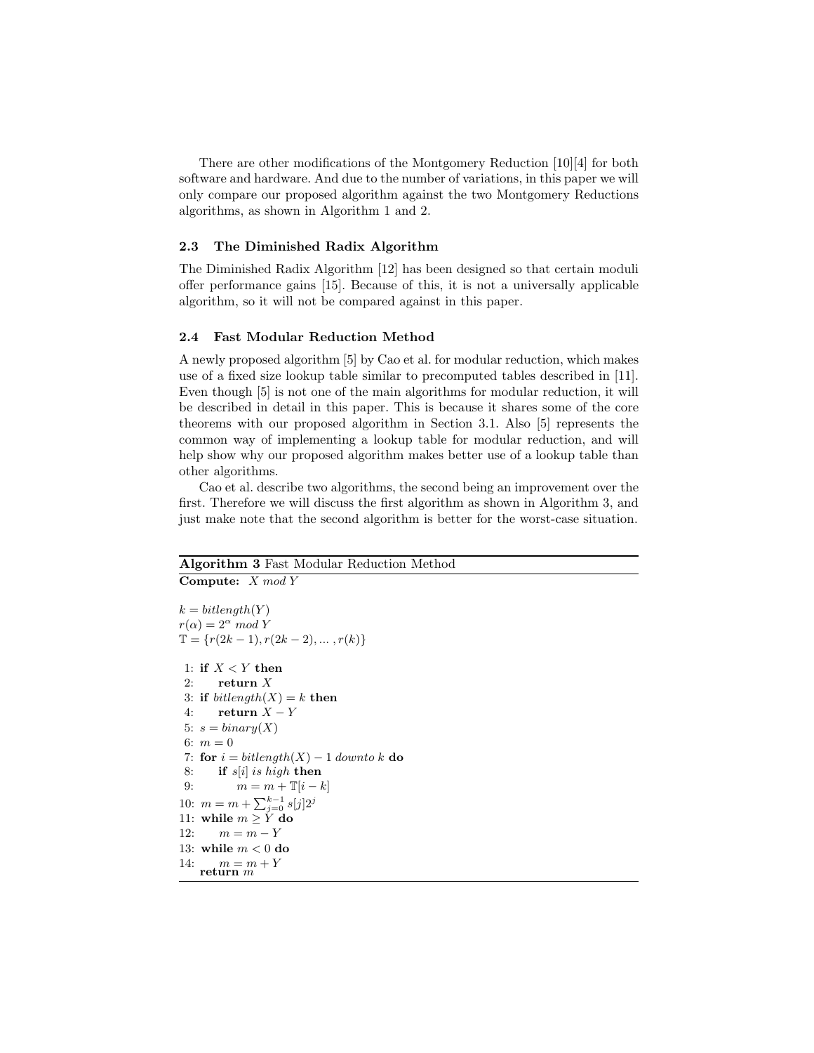There are other modifications of the Montgomery Reduction [10][4] for both software and hardware. And due to the number of variations, in this paper we will only compare our proposed algorithm against the two Montgomery Reductions algorithms, as shown in Algorithm 1 and 2.

### 2.3 The Diminished Radix Algorithm

The Diminished Radix Algorithm [12] has been designed so that certain moduli offer performance gains [15]. Because of this, it is not a universally applicable algorithm, so it will not be compared against in this paper.

### 2.4 Fast Modular Reduction Method

A newly proposed algorithm [5] by Cao et al. for modular reduction, which makes use of a fixed size lookup table similar to precomputed tables described in [11]. Even though [5] is not one of the main algorithms for modular reduction, it will be described in detail in this paper. This is because it shares some of the core theorems with our proposed algorithm in Section 3.1. Also [5] represents the common way of implementing a lookup table for modular reduction, and will help show why our proposed algorithm makes better use of a lookup table than other algorithms.

Cao et al. describe two algorithms, the second being an improvement over the first. Therefore we will discuss the first algorithm as shown in Algorithm 3, and just make note that the second algorithm is better for the worst-case situation.

**Algorithm 3** Fast Modular Reduction Method

**Compute:** $X \ mod \ Y$

$k = bitlength(Y)$
$r(\alpha) = 2^{\alpha} \ mod \ Y$
$\mathbb{T} = \{r(2k-1), r(2k-2), \ldots, r(k)\}$

1: **if** $X < Y$ **then**
2: &nbsp;&nbsp;&nbsp;&nbsp;**return** $X$
3: **if** $bitlength(X) = k$ **then**
4: &nbsp;&nbsp;&nbsp;&nbsp;**return** $X - Y$
5: $s = binary(X)$
6: $m = 0$
7: **for** $i = bitlength(X) - 1$ *downto* $k$ **do**
8: &nbsp;&nbsp;&nbsp;&nbsp;**if** $s[i]$ *is high* **then**
9: &nbsp;&nbsp;&nbsp;&nbsp;&nbsp;&nbsp;&nbsp;&nbsp;$m = m + \mathbb{T}[i - k]$
10: $m = m + \sum_{j=0}^{k-1} s[j]2^j$
11: **while** $m \geq Y$ **do**
12: &nbsp;&nbsp;&nbsp;&nbsp;$m = m - Y$
13: **while** $m < 0$ **do**
14: &nbsp;&nbsp;&nbsp;&nbsp;$m = m + Y$
**return** $m$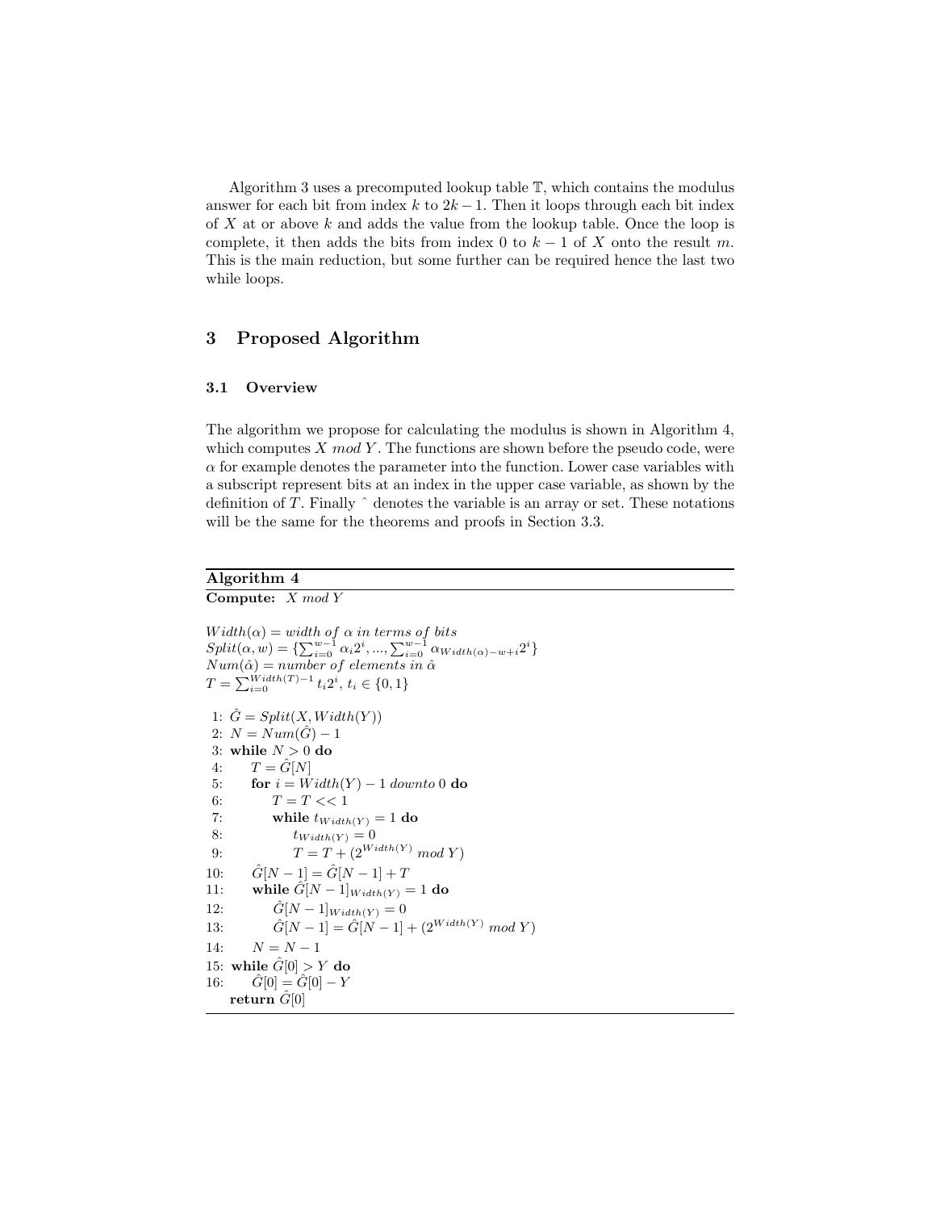Algorithm 3 uses a precomputed lookup table $\mathbb{T}$, which contains the modulus answer for each bit from index $k$ to $2k-1$. Then it loops through each bit index of $X$ at or above $k$ and adds the value from the lookup table. Once the loop is complete, it then adds the bits from index 0 to $k-1$ of $X$ onto the result $m$. This is the main reduction, but some further can be required hence the last two while loops.

## 3 Proposed Algorithm

### 3.1 Overview

The algorithm we propose for calculating the modulus is shown in Algorithm 4, which computes $X \ mod \ Y$. The functions are shown before the pseudo code, were $\alpha$ for example denotes the parameter into the function. Lower case variables with a subscript represent bits at an index in the upper case variable, as shown by the definition of $T$. Finally $\hat{}$ denotes the variable is an array or set. These notations will be the same for the theorems and proofs in Section 3.3.

**Algorithm 4**

**Compute:** $X \ mod \ Y$

$Width(\alpha) = width \ of \ \alpha \ in \ terms \ of \ bits$
$Split(\alpha, w) = \{\sum_{i=0}^{w-1} \alpha_i 2^i, ..., \sum_{i=0}^{w-1} \alpha_{Width(\alpha)-w+i} 2^i\}$
$Num(\hat{\alpha}) = number \ of \ elements \ in \ \hat{\alpha}$
$T = \sum_{i=0}^{Width(T)-1} t_i 2^i, \ t_i \in \{0, 1\}$

```
 1: Ĝ = Split(X, Width(Y))
 2: N = Num(Ĝ) − 1
 3: while N > 0 do
 4:     T = Ĝ[N]
 5:     for i = Width(Y) − 1 downto 0 do
 6:         T = T << 1
 7:         while t_{Width(Y)} = 1 do
 8:             t_{Width(Y)} = 0
 9:             T = T + (2^{Width(Y)} mod Y)
10:     Ĝ[N − 1] = Ĝ[N − 1] + T
11:     while Ĝ[N − 1]_{Width(Y)} = 1 do
12:         Ĝ[N − 1]_{Width(Y)} = 0
13:         Ĝ[N − 1] = Ĝ[N − 1] + (2^{Width(Y)} mod Y)
14:     N = N − 1
15: while Ĝ[0] > Y do
16:     Ĝ[0] = Ĝ[0] − Y
    return Ĝ[0]
```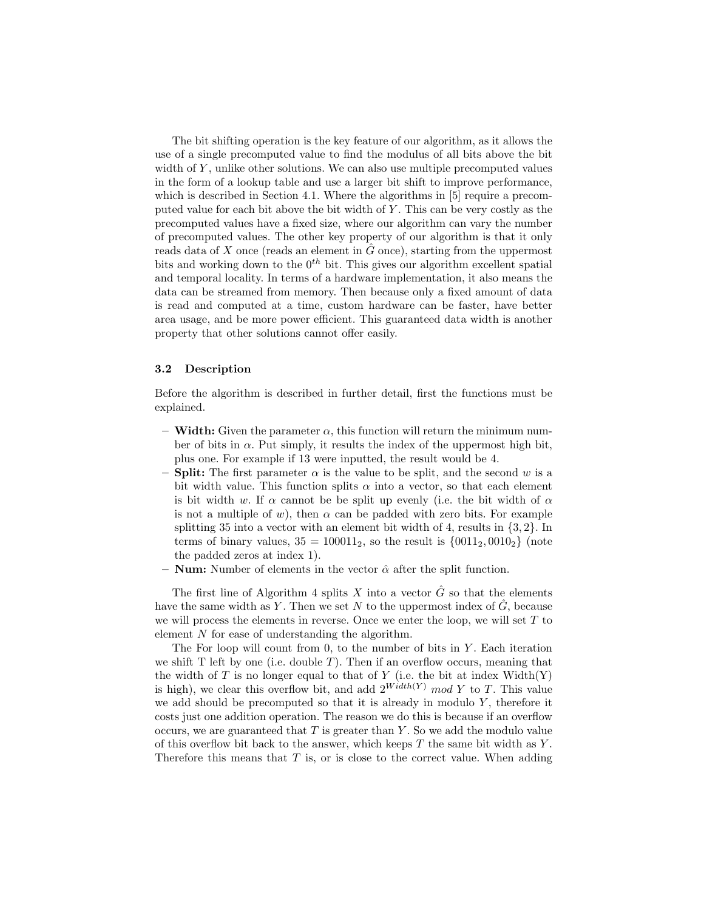The bit shifting operation is the key feature of our algorithm, as it allows the use of a single precomputed value to find the modulus of all bits above the bit width of $Y$, unlike other solutions. We can also use multiple precomputed values in the form of a lookup table and use a larger bit shift to improve performance, which is described in Section 4.1. Where the algorithms in [5] require a precomputed value for each bit above the bit width of $Y$. This can be very costly as the precomputed values have a fixed size, where our algorithm can vary the number of precomputed values. The other key property of our algorithm is that it only reads data of $X$ once (reads an element in $\hat{G}$ once), starting from the uppermost bits and working down to the $0^{th}$ bit. This gives our algorithm excellent spatial and temporal locality. In terms of a hardware implementation, it also means the data can be streamed from memory. Then because only a fixed amount of data is read and computed at a time, custom hardware can be faster, have better area usage, and be more power efficient. This guaranteed data width is another property that other solutions cannot offer easily.

### 3.2 Description

Before the algorithm is described in further detail, first the functions must be explained.

- **Width:** Given the parameter $\alpha$, this function will return the minimum number of bits in $\alpha$. Put simply, it results the index of the uppermost high bit, plus one. For example if 13 were inputted, the result would be 4.
- **Split:** The first parameter $\alpha$ is the value to be split, and the second $w$ is a bit width value. This function splits $\alpha$ into a vector, so that each element is bit width $w$. If $\alpha$ cannot be be split up evenly (i.e. the bit width of $\alpha$ is not a multiple of $w$), then $\alpha$ can be padded with zero bits. For example splitting 35 into a vector with an element bit width of 4, results in $\{3, 2\}$. In terms of binary values, $35 = 100011_2$, so the result is $\{0011_2, 0010_2\}$ (note the padded zeros at index 1).
- **Num:** Number of elements in the vector $\hat{\alpha}$ after the split function.

The first line of Algorithm 4 splits $X$ into a vector $\hat{G}$ so that the elements have the same width as $Y$. Then we set $N$ to the uppermost index of $\hat{G}$, because we will process the elements in reverse. Once we enter the loop, we will set $T$ to element $N$ for ease of understanding the algorithm.

The For loop will count from 0, to the number of bits in $Y$. Each iteration we shift T left by one (i.e. double $T$). Then if an overflow occurs, meaning that the width of $T$ is no longer equal to that of $Y$ (i.e. the bit at index Width(Y) is high), we clear this overflow bit, and add $2^{Width(Y)} \ mod \ Y$ to $T$. This value we add should be precomputed so that it is already in modulo $Y$, therefore it costs just one addition operation. The reason we do this is because if an overflow occurs, we are guaranteed that $T$ is greater than $Y$. So we add the modulo value of this overflow bit back to the answer, which keeps $T$ the same bit width as $Y$. Therefore this means that $T$ is, or is close to the correct value. When adding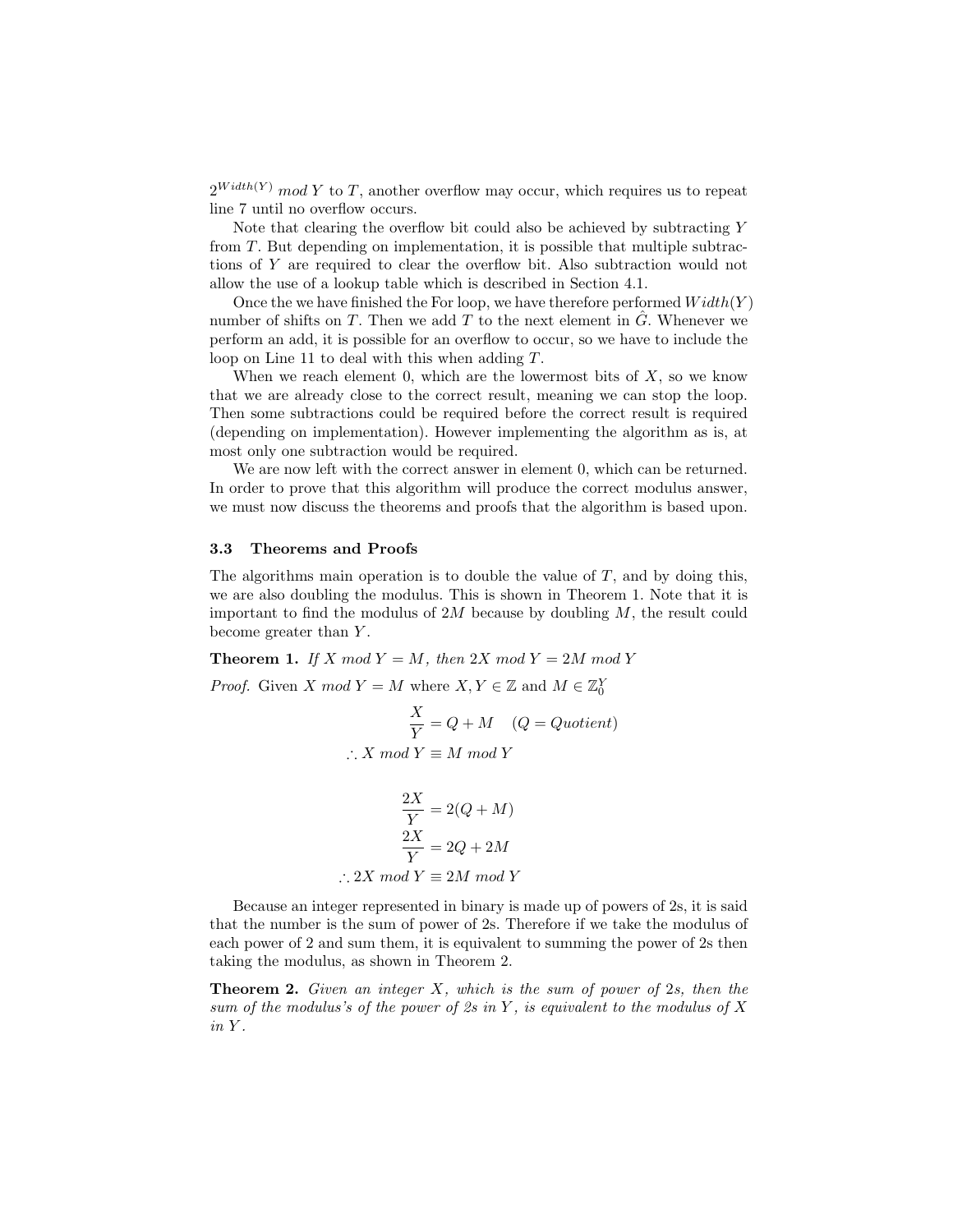$2^{Width(Y)}$ $mod\, Y$ to $T$, another overflow may occur, which requires us to repeat line 7 until no overflow occurs.

Note that clearing the overflow bit could also be achieved by subtracting $Y$ from $T$. But depending on implementation, it is possible that multiple subtractions of $Y$ are required to clear the overflow bit. Also subtraction would not allow the use of a lookup table which is described in Section 4.1.

Once the we have finished the For loop, we have therefore performed $Width(Y)$ number of shifts on $T$. Then we add $T$ to the next element in $\hat{G}$. Whenever we perform an add, it is possible for an overflow to occur, so we have to include the loop on Line 11 to deal with this when adding $T$.

When we reach element 0, which are the lowermost bits of $X$, so we know that we are already close to the correct result, meaning we can stop the loop. Then some subtractions could be required before the correct result is required (depending on implementation). However implementing the algorithm as is, at most only one subtraction would be required.

We are now left with the correct answer in element 0, which can be returned. In order to prove that this algorithm will produce the correct modulus answer, we must now discuss the theorems and proofs that the algorithm is based upon.

### 3.3 Theorems and Proofs

The algorithms main operation is to double the value of $T$, and by doing this, we are also doubling the modulus. This is shown in Theorem 1. Note that it is important to find the modulus of $2M$ because by doubling $M$, the result could become greater than $Y$.

**Theorem 1.** *If $X\ mod\ Y = M$, then $2X\ mod\ Y = 2M\ mod\ Y$*

*Proof.* Given $X\ mod\ Y = M$ where $X, Y \in \mathbb{Z}$ and $M \in \mathbb{Z}_0^Y$

$$\frac{X}{Y} = Q + M \quad (Q = Quotient)$$

$$\therefore X\ mod\ Y \equiv M\ mod\ Y$$

$$\frac{2X}{Y} = 2(Q + M)$$

$$\frac{2X}{Y} = 2Q + 2M$$

$$\therefore 2X\ mod\ Y \equiv 2M\ mod\ Y$$

Because an integer represented in binary is made up of powers of 2s, it is said that the number is the sum of power of 2s. Therefore if we take the modulus of each power of 2 and sum them, it is equivalent to summing the power of 2s then taking the modulus, as shown in Theorem 2.

**Theorem 2.** *Given an integer $X$, which is the sum of power of 2s, then the sum of the modulus's of the power of 2s in $Y$, is equivalent to the modulus of $X$ in $Y$.*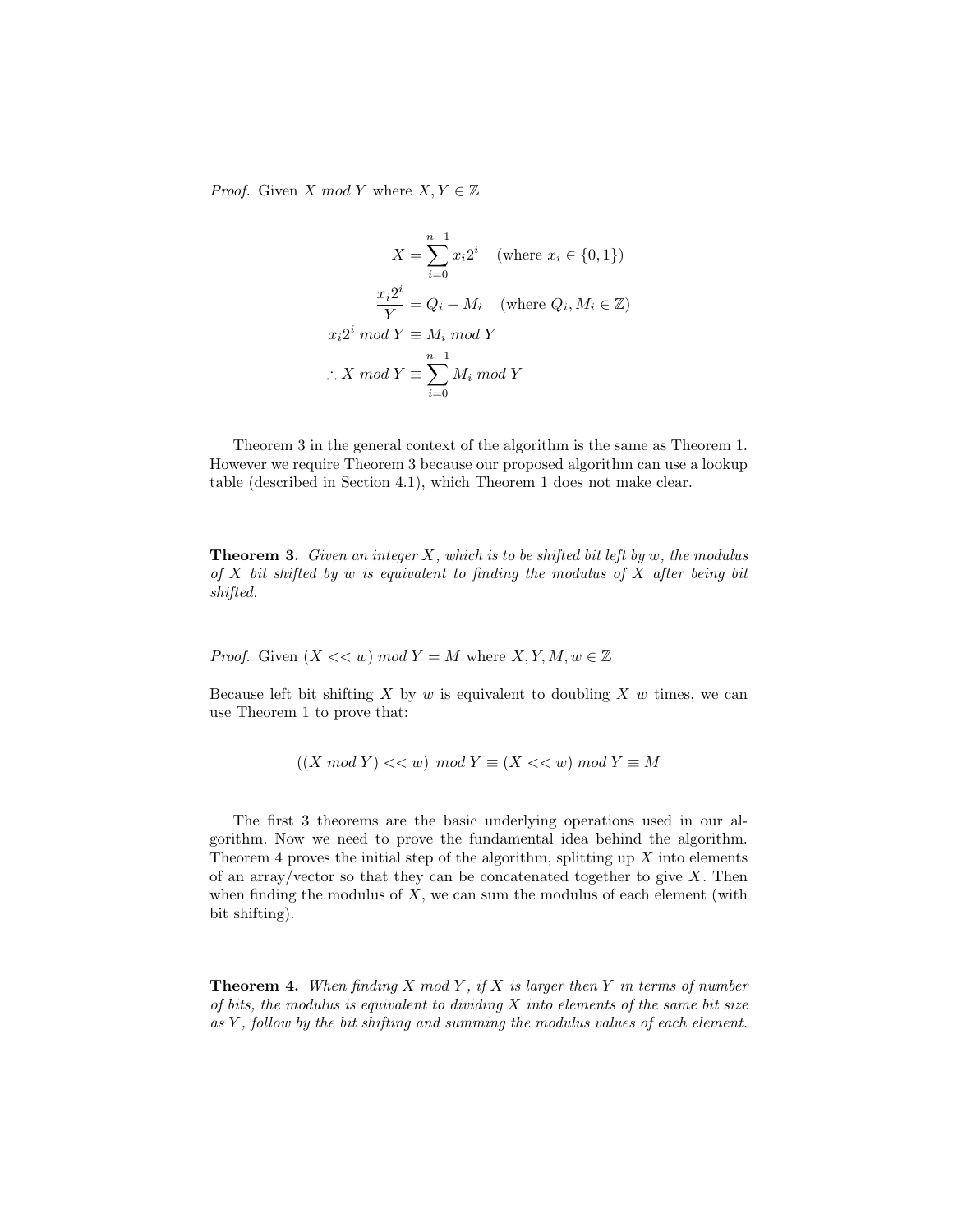*Proof.* Given $X \ mod \ Y$ where $X, Y \in \mathbb{Z}$

$$
\begin{aligned}
X &= \sum_{i=0}^{n-1} x_i 2^i \quad (\text{where } x_i \in \{0, 1\}) \\
\frac{x_i 2^i}{Y} &= Q_i + M_i \quad (\text{where } Q_i, M_i \in \mathbb{Z}) \\
x_i 2^i \ mod \ Y &\equiv M_i \ mod \ Y \\
\therefore X \ mod \ Y &\equiv \sum_{i=0}^{n-1} M_i \ mod \ Y
\end{aligned}
$$

Theorem 3 in the general context of the algorithm is the same as Theorem 1. However we require Theorem 3 because our proposed algorithm can use a lookup table (described in Section 4.1), which Theorem 1 does not make clear.

**Theorem 3.** *Given an integer $X$, which is to be shifted bit left by $w$, the modulus of $X$ bit shifted by $w$ is equivalent to finding the modulus of $X$ after being bit shifted.*

*Proof.* Given $(X << w) \ mod \ Y = M$ where $X, Y, M, w \in \mathbb{Z}$

Because left bit shifting $X$ by $w$ is equivalent to doubling $X$ $w$ times, we can use Theorem 1 to prove that:

$$
((X \ mod \ Y) << w) \ mod \ Y \equiv (X << w) \ mod \ Y \equiv M
$$

The first 3 theorems are the basic underlying operations used in our algorithm. Now we need to prove the fundamental idea behind the algorithm. Theorem 4 proves the initial step of the algorithm, splitting up $X$ into elements of an array/vector so that they can be concatenated together to give $X$. Then when finding the modulus of $X$, we can sum the modulus of each element (with bit shifting).

**Theorem 4.** *When finding $X \ mod \ Y$, if $X$ is larger then $Y$ in terms of number of bits, the modulus is equivalent to dividing $X$ into elements of the same bit size as $Y$, follow by the bit shifting and summing the modulus values of each element.*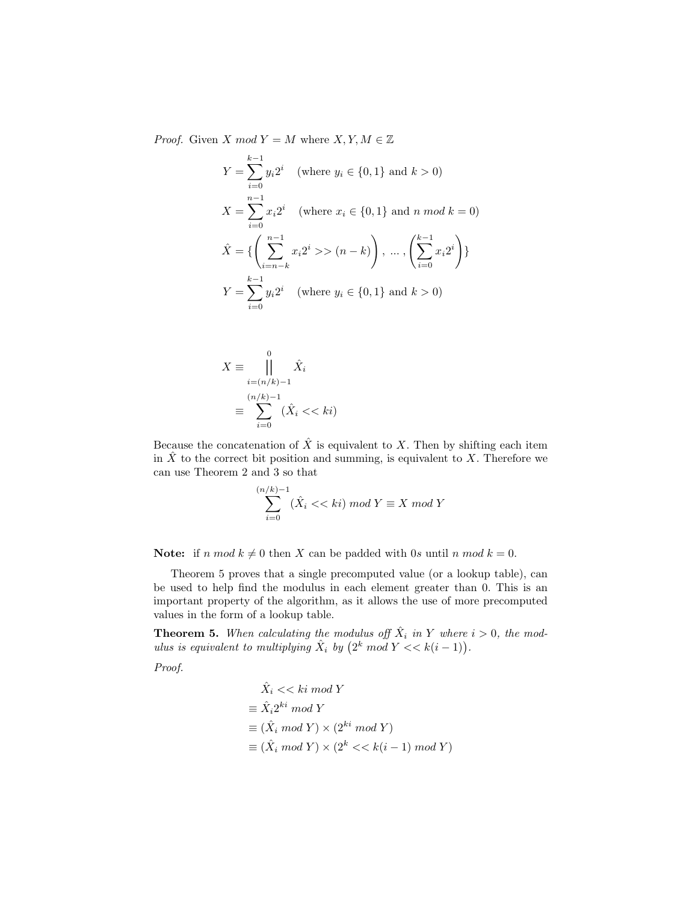*Proof.* Given $X \ mod \ Y = M$ where $X, Y, M \in \mathbb{Z}$

$$
\begin{aligned}
Y &= \sum_{i=0}^{k-1} y_i 2^i \quad \text{(where } y_i \in \{0,1\} \text{ and } k > 0\text{)} \\
X &= \sum_{i=0}^{n-1} x_i 2^i \quad \text{(where } x_i \in \{0,1\} \text{ and } n \ mod \ k = 0\text{)} \\
\hat{X} &= \{ \left( \sum_{i=n-k}^{n-1} x_i 2^i >> (n-k) \right), \ \ldots, \left( \sum_{i=0}^{k-1} x_i 2^i \right) \} \\
Y &= \sum_{i=0}^{k-1} y_i 2^i \quad \text{(where } y_i \in \{0,1\} \text{ and } k > 0\text{)}
\end{aligned}
$$

$$
\begin{aligned}
X &\equiv \mathop{\Big\|}_{i=(n/k)-1}^{0} \hat{X}_i \\
&\equiv \sum_{i=0}^{(n/k)-1} (\hat{X}_i << ki)
\end{aligned}
$$

Because the concatenation of $\hat{X}$ is equivalent to $X$. Then by shifting each item in $\hat{X}$ to the correct bit position and summing, is equivalent to $X$. Therefore we can use Theorem 2 and 3 so that

$$
\sum_{i=0}^{(n/k)-1} (\hat{X}_i << ki) \ mod \ Y \equiv X \ mod \ Y
$$

**Note:** if $n \ mod \ k \neq 0$ then $X$ can be padded with 0*s* until $n \ mod \ k = 0$.

Theorem 5 proves that a single precomputed value (or a lookup table), can be used to help find the modulus in each element greater than 0. This is an important property of the algorithm, as it allows the use of more precomputed values in the form of a lookup table.

**Theorem 5.** *When calculating the modulus off $\hat{X}_i$ in $Y$ where $i > 0$, the modulus is equivalent to multiplying $\hat{X}_i$ by $\left(2^k \ mod \ Y << k(i-1)\right)$.*

*Proof.*

$$
\begin{aligned}
&\hat{X}_i << ki \ mod \ Y \\
&\equiv \hat{X}_i 2^{ki} \ mod \ Y \\
&\equiv (\hat{X}_i \ mod \ Y) \times (2^{ki} \ mod \ Y) \\
&\equiv (\hat{X}_i \ mod \ Y) \times (2^k << k(i-1) \ mod \ Y)
\end{aligned}
$$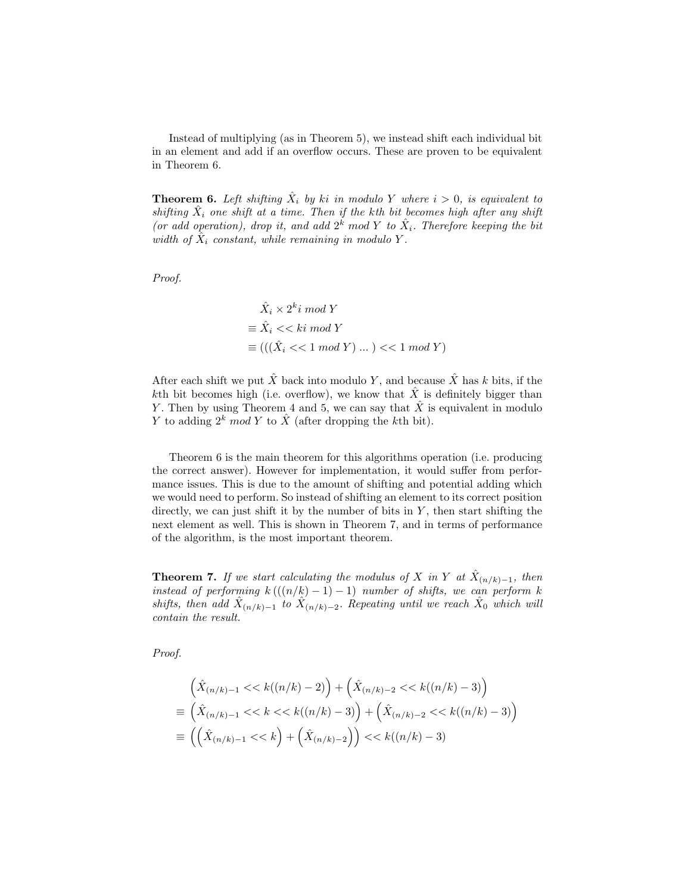Instead of multiplying (as in Theorem 5), we instead shift each individual bit in an element and add if an overflow occurs. These are proven to be equivalent in Theorem 6.

**Theorem 6.** *Left shifting $\hat{X}_i$ by $ki$ in modulo $Y$ where $i > 0$, is equivalent to shifting $\hat{X}_i$ one shift at a time. Then if the $k$th bit becomes high after any shift (or add operation), drop it, and add $2^k \bmod Y$ to $\hat{X}_i$. Therefore keeping the bit width of $\hat{X}_i$ constant, while remaining in modulo $Y$.*

*Proof.*

$$
\begin{aligned}
&\hat{X}_i \times 2^k i \ mod\ Y \\
\equiv\ &\hat{X}_i << ki \ mod\ Y \\
\equiv\ &(((\hat{X}_i << 1 \ mod\ Y) \ ... \ ) << 1 \ mod\ Y)
\end{aligned}
$$

After each shift we put $\hat{X}$ back into modulo $Y$, and because $\hat{X}$ has $k$ bits, if the $k$th bit becomes high (i.e. overflow), we know that $\hat{X}$ is definitely bigger than $Y$. Then by using Theorem 4 and 5, we can say that $\hat{X}$ is equivalent in modulo $Y$ to adding $2^k \ mod\ Y$ to $\hat{X}$ (after dropping the $k$th bit).

Theorem 6 is the main theorem for this algorithms operation (i.e. producing the correct answer). However for implementation, it would suffer from performance issues. This is due to the amount of shifting and potential adding which we would need to perform. So instead of shifting an element to its correct position directly, we can just shift it by the number of bits in $Y$, then start shifting the next element as well. This is shown in Theorem 7, and in terms of performance of the algorithm, is the most important theorem.

**Theorem 7.** *If we start calculating the modulus of $X$ in $Y$ at $\hat{X}_{(n/k)-1}$, then instead of performing $k\,(((n/k)-1)-1)$ number of shifts, we can perform $k$ shifts, then add $\hat{X}_{(n/k)-1}$ to $\hat{X}_{(n/k)-2}$. Repeating until we reach $\hat{X}_0$ which will contain the result.*

*Proof.*

$$
\begin{aligned}
&\left(\hat{X}_{(n/k)-1} << k((n/k)-2)\right) + \left(\hat{X}_{(n/k)-2} << k((n/k)-3)\right) \\
\equiv\ &\left(\hat{X}_{(n/k)-1} << k << k((n/k)-3)\right) + \left(\hat{X}_{(n/k)-2} << k((n/k)-3)\right) \\
\equiv\ &\left(\left(\hat{X}_{(n/k)-1} << k\right) + \left(\hat{X}_{(n/k)-2}\right)\right) << k((n/k)-3)
\end{aligned}
$$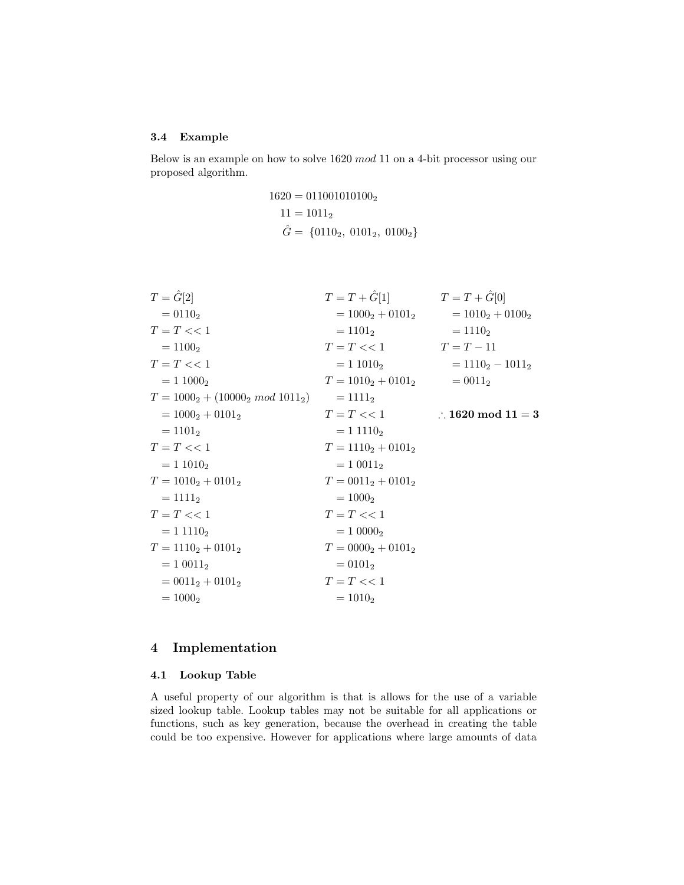### 3.4 Example

Below is an example on how to solve 1620 *mod* 11 on a 4-bit processor using our proposed algorithm.

$$
\begin{aligned}
1620 &= 011001010100_2 \\
11 &= 1011_2 \\
\hat{G} &= \{0110_2,\ 0101_2,\ 0100_2\}
\end{aligned}
$$

$$
\begin{aligned}
T &= \hat{G}[2] \\
&= 0110_2 \\
T &= T << 1 \\
&= 1100_2 \\
T &= T << 1 \\
&= 1\ 1000_2 \\
T &= 1000_2 + (10000_2\ mod\ 1011_2) \\
&= 1000_2 + 0101_2 \\
&= 1101_2 \\
T &= T << 1 \\
&= 1\ 1010_2 \\
T &= 1010_2 + 0101_2 \\
&= 1111_2 \\
T &= T << 1 \\
&= 1\ 1110_2 \\
T &= 1110_2 + 0101_2 \\
&= 1\ 0011_2 \\
&= 0011_2 + 0101_2 \\
&= 1000_2
\end{aligned}
$$

$$
\begin{aligned}
T &= T + \hat{G}[1] \\
&= 1000_2 + 0101_2 \\
&= 1101_2 \\
T &= T << 1 \\
&= 1\ 1010_2 \\
T &= 1010_2 + 0101_2 \\
&= 1111_2 \\
T &= T << 1 \\
&= 1\ 1110_2 \\
T &= 1110_2 + 0101_2 \\
&= 1\ 0011_2 \\
T &= 0011_2 + 0101_2 \\
&= 1000_2 \\
T &= T << 1 \\
&= 1\ 0000_2 \\
T &= 0000_2 + 0101_2 \\
&= 0101_2 \\
T &= T << 1 \\
&= 1010_2
\end{aligned}
$$

$$
\begin{aligned}
T &= T + \hat{G}[0] \\
&= 1010_2 + 0100_2 \\
&= 1110_2 \\
T &= T - 11 \\
&= 1110_2 - 1011_2 \\
&= 0011_2
\end{aligned}
$$

$$\therefore \mathbf{1620\ mod\ 11 = 3}$$

## 4 Implementation

### 4.1 Lookup Table

A useful property of our algorithm is that is allows for the use of a variable sized lookup table. Lookup tables may not be suitable for all applications or functions, such as key generation, because the overhead in creating the table could be too expensive. However for applications where large amounts of data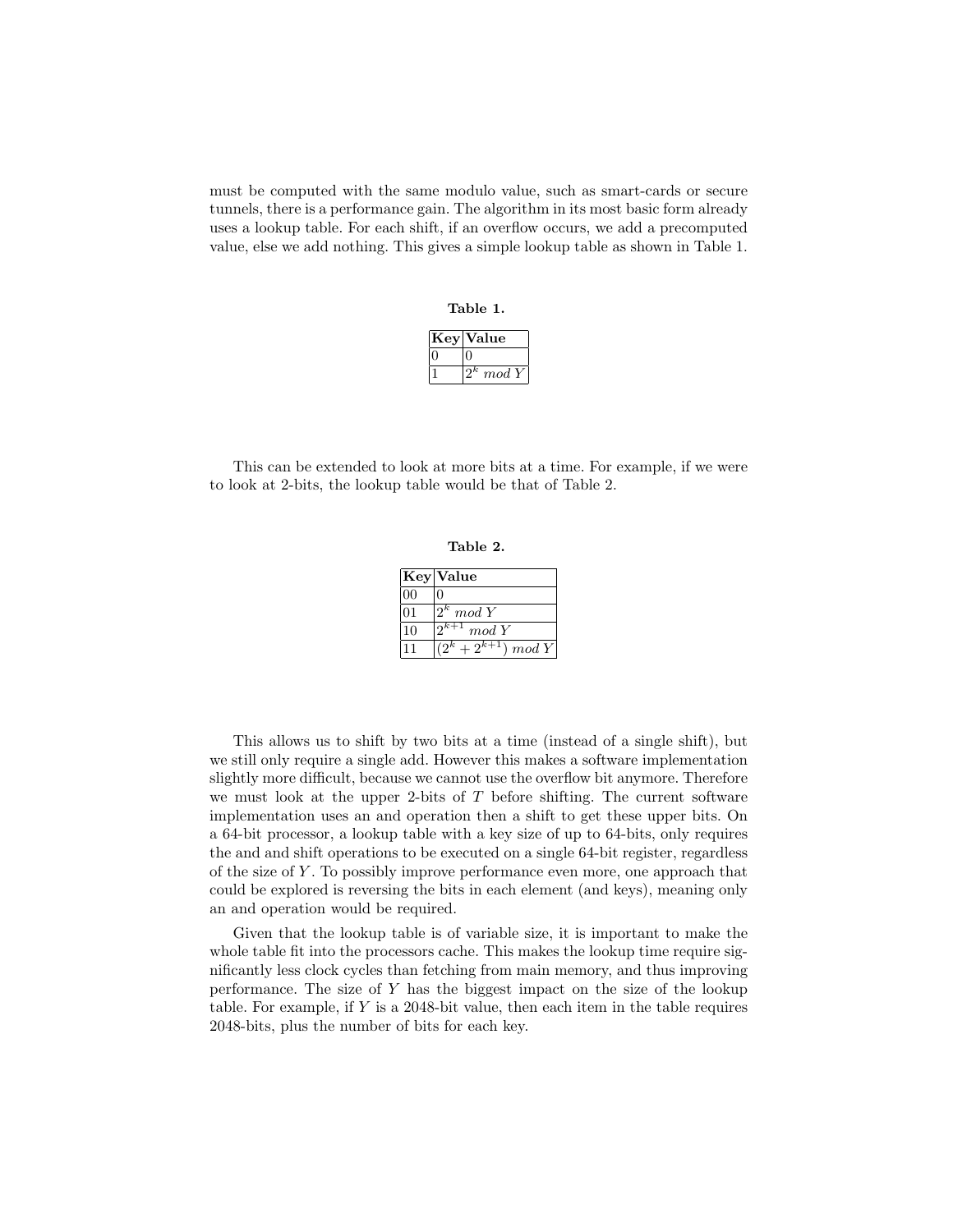must be computed with the same modulo value, such as smart-cards or secure tunnels, there is a performance gain. The algorithm in its most basic form already uses a lookup table. For each shift, if an overflow occurs, we add a precomputed value, else we add nothing. This gives a simple lookup table as shown in Table 1.

**Table 1.**

| **Key** | **Value** |
|---|---|
| 0 | 0 |
| 1 | $2^k \ mod \ Y$ |

This can be extended to look at more bits at a time. For example, if we were to look at 2-bits, the lookup table would be that of Table 2.

**Table 2.**

| **Key** | **Value** |
|---|---|
| 00 | 0 |
| 01 | $2^k \ mod \ Y$ |
| 10 | $2^{k+1} \ mod \ Y$ |
| 11 | $(2^k + 2^{k+1}) \ mod \ Y$ |

This allows us to shift by two bits at a time (instead of a single shift), but we still only require a single add. However this makes a software implementation slightly more difficult, because we cannot use the overflow bit anymore. Therefore we must look at the upper 2-bits of $T$ before shifting. The current software implementation uses an and operation then a shift to get these upper bits. On a 64-bit processor, a lookup table with a key size of up to 64-bits, only requires the and and shift operations to be executed on a single 64-bit register, regardless of the size of $Y$. To possibly improve performance even more, one approach that could be explored is reversing the bits in each element (and keys), meaning only an and operation would be required.

Given that the lookup table is of variable size, it is important to make the whole table fit into the processors cache. This makes the lookup time require significantly less clock cycles than fetching from main memory, and thus improving performance. The size of $Y$ has the biggest impact on the size of the lookup table. For example, if $Y$ is a 2048-bit value, then each item in the table requires 2048-bits, plus the number of bits for each key.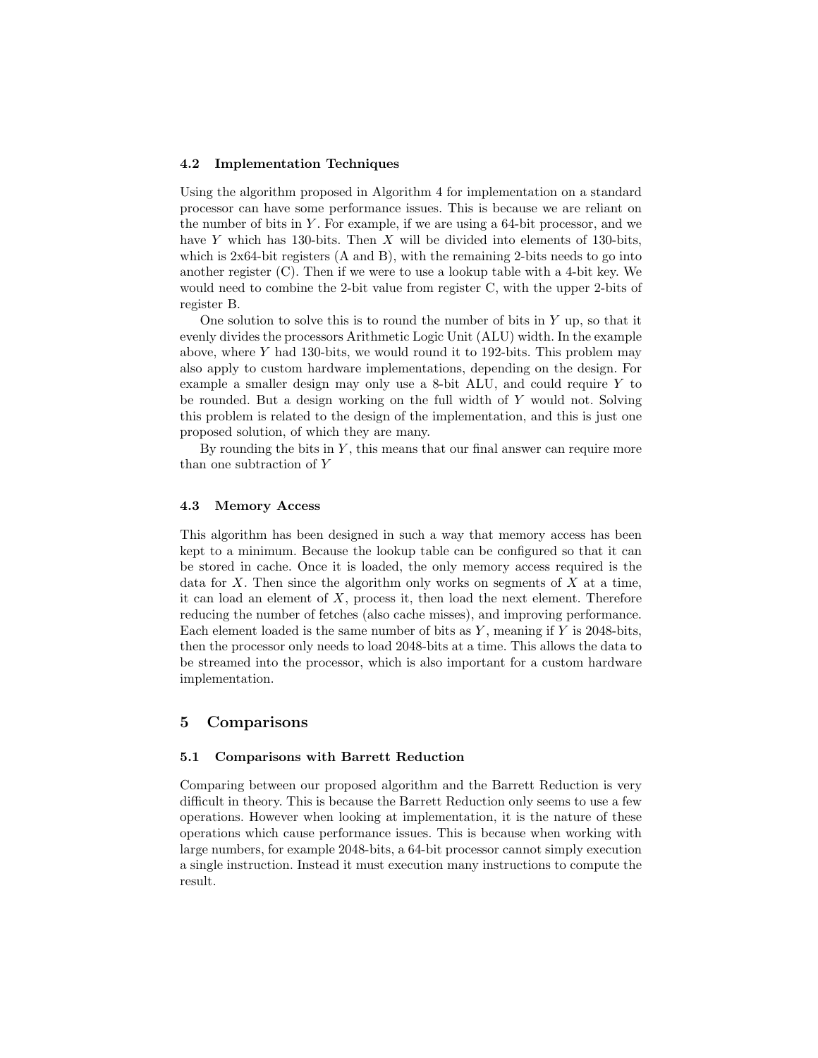### 4.2 Implementation Techniques

Using the algorithm proposed in Algorithm 4 for implementation on a standard processor can have some performance issues. This is because we are reliant on the number of bits in $Y$. For example, if we are using a 64-bit processor, and we have $Y$ which has 130-bits. Then $X$ will be divided into elements of 130-bits, which is 2x64-bit registers (A and B), with the remaining 2-bits needs to go into another register (C). Then if we were to use a lookup table with a 4-bit key. We would need to combine the 2-bit value from register C, with the upper 2-bits of register B.

One solution to solve this is to round the number of bits in $Y$ up, so that it evenly divides the processors Arithmetic Logic Unit (ALU) width. In the example above, where $Y$ had 130-bits, we would round it to 192-bits. This problem may also apply to custom hardware implementations, depending on the design. For example a smaller design may only use a 8-bit ALU, and could require $Y$ to be rounded. But a design working on the full width of $Y$ would not. Solving this problem is related to the design of the implementation, and this is just one proposed solution, of which they are many.

By rounding the bits in $Y$, this means that our final answer can require more than one subtraction of $Y$

### 4.3 Memory Access

This algorithm has been designed in such a way that memory access has been kept to a minimum. Because the lookup table can be configured so that it can be stored in cache. Once it is loaded, the only memory access required is the data for $X$. Then since the algorithm only works on segments of $X$ at a time, it can load an element of $X$, process it, then load the next element. Therefore reducing the number of fetches (also cache misses), and improving performance. Each element loaded is the same number of bits as $Y$, meaning if $Y$ is 2048-bits, then the processor only needs to load 2048-bits at a time. This allows the data to be streamed into the processor, which is also important for a custom hardware implementation.

## 5 Comparisons

### 5.1 Comparisons with Barrett Reduction

Comparing between our proposed algorithm and the Barrett Reduction is very difficult in theory. This is because the Barrett Reduction only seems to use a few operations. However when looking at implementation, it is the nature of these operations which cause performance issues. This is because when working with large numbers, for example 2048-bits, a 64-bit processor cannot simply execution a single instruction. Instead it must execution many instructions to compute the result.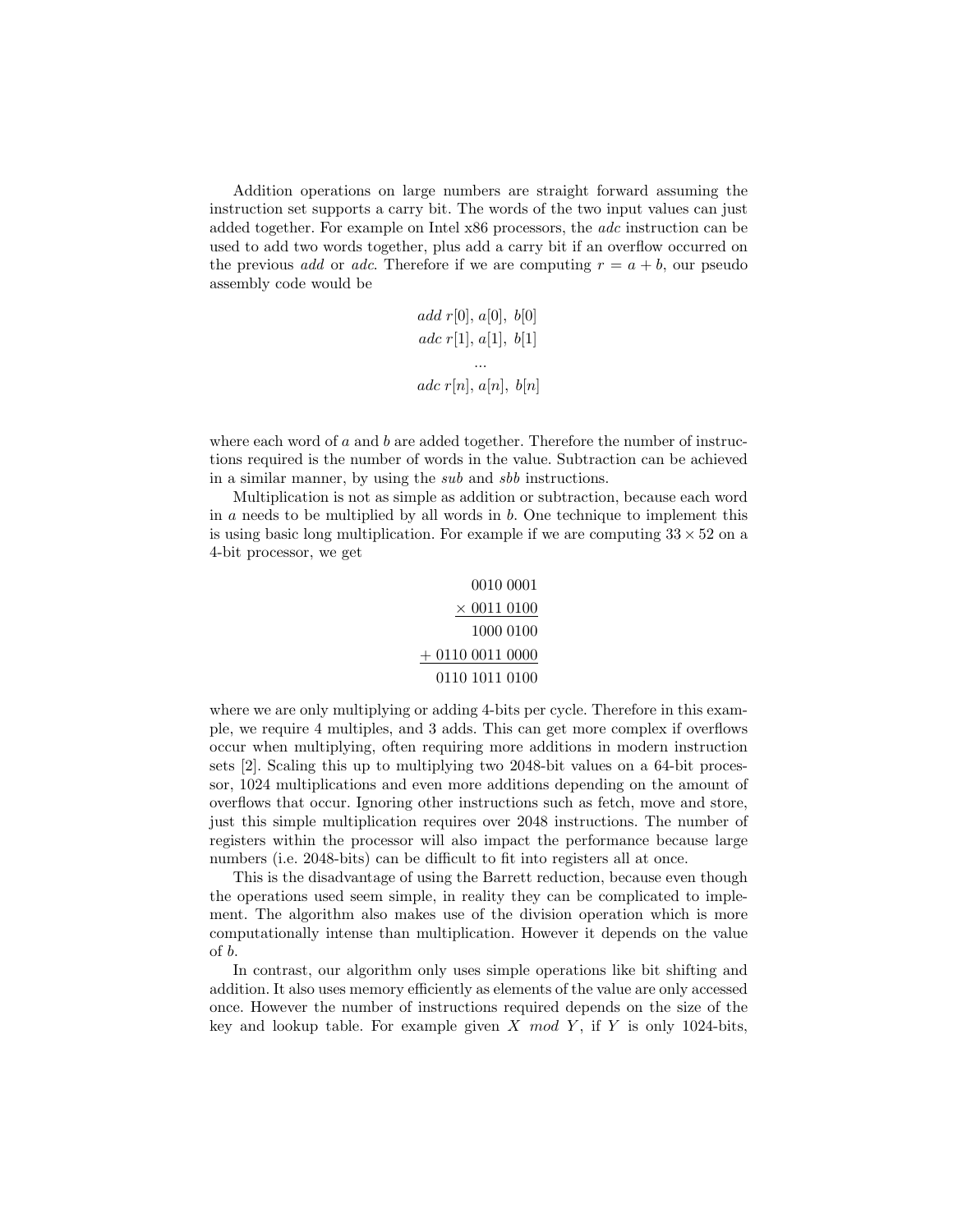Addition operations on large numbers are straight forward assuming the instruction set supports a carry bit. The words of the two input values can just added together. For example on Intel x86 processors, the *adc* instruction can be used to add two words together, plus add a carry bit if an overflow occurred on the previous *add* or *adc*. Therefore if we are computing $r = a + b$, our pseudo assembly code would be

$$\begin{gathered} add\ r[0],\, a[0],\ b[0] \\ adc\ r[1],\, a[1],\ b[1] \\ ... \\ adc\ r[n],\, a[n],\ b[n] \end{gathered}$$

where each word of $a$ and $b$ are added together. Therefore the number of instructions required is the number of words in the value. Subtraction can be achieved in a similar manner, by using the *sub* and *sbb* instructions.

Multiplication is not as simple as addition or subtraction, because each word in $a$ needs to be multiplied by all words in $b$. One technique to implement this is using basic long multiplication. For example if we are computing $33 \times 52$ on a 4-bit processor, we get

$$\begin{array}{r} 0010\ 0001 \\ \underline{\times\ 0011\ 0100} \\ 1000\ 0100 \\ \underline{+\ 0110\ 0011\ 0000} \\ 0110\ 1011\ 0100 \end{array}$$

where we are only multiplying or adding 4-bits per cycle. Therefore in this example, we require 4 multiples, and 3 adds. This can get more complex if overflows occur when multiplying, often requiring more additions in modern instruction sets [2]. Scaling this up to multiplying two 2048-bit values on a 64-bit processor, 1024 multiplications and even more additions depending on the amount of overflows that occur. Ignoring other instructions such as fetch, move and store, just this simple multiplication requires over 2048 instructions. The number of registers within the processor will also impact the performance because large numbers (i.e. 2048-bits) can be difficult to fit into registers all at once.

This is the disadvantage of using the Barrett reduction, because even though the operations used seem simple, in reality they can be complicated to implement. The algorithm also makes use of the division operation which is more computationally intense than multiplication. However it depends on the value of $b$.

In contrast, our algorithm only uses simple operations like bit shifting and addition. It also uses memory efficiently as elements of the value are only accessed once. However the number of instructions required depends on the size of the key and lookup table. For example given $X\ mod\ Y$, if $Y$ is only 1024-bits,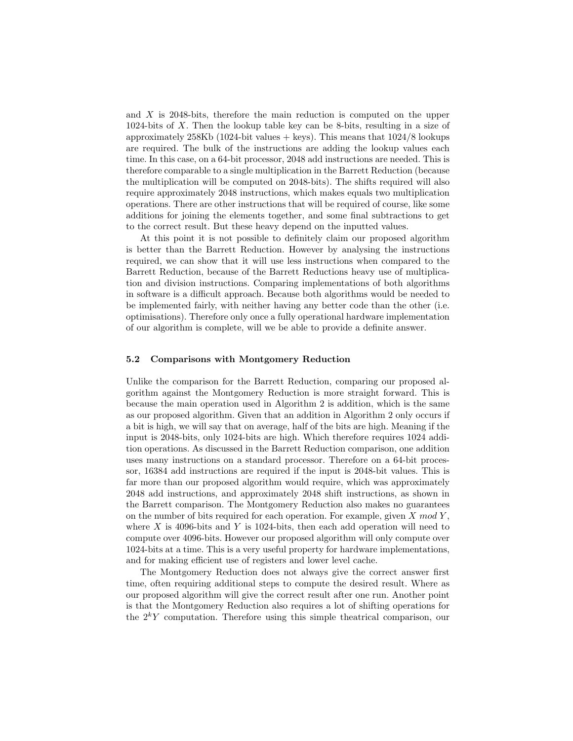and $X$ is 2048-bits, therefore the main reduction is computed on the upper 1024-bits of $X$. Then the lookup table key can be 8-bits, resulting in a size of approximately 258Kb (1024-bit values + keys). This means that 1024/8 lookups are required. The bulk of the instructions are adding the lookup values each time. In this case, on a 64-bit processor, 2048 add instructions are needed. This is therefore comparable to a single multiplication in the Barrett Reduction (because the multiplication will be computed on 2048-bits). The shifts required will also require approximately 2048 instructions, which makes equals two multiplication operations. There are other instructions that will be required of course, like some additions for joining the elements together, and some final subtractions to get to the correct result. But these heavy depend on the inputted values.

At this point it is not possible to definitely claim our proposed algorithm is better than the Barrett Reduction. However by analysing the instructions required, we can show that it will use less instructions when compared to the Barrett Reduction, because of the Barrett Reductions heavy use of multiplication and division instructions. Comparing implementations of both algorithms in software is a difficult approach. Because both algorithms would be needed to be implemented fairly, with neither having any better code than the other (i.e. optimisations). Therefore only once a fully operational hardware implementation of our algorithm is complete, will we be able to provide a definite answer.

### 5.2 Comparisons with Montgomery Reduction

Unlike the comparison for the Barrett Reduction, comparing our proposed algorithm against the Montgomery Reduction is more straight forward. This is because the main operation used in Algorithm 2 is addition, which is the same as our proposed algorithm. Given that an addition in Algorithm 2 only occurs if a bit is high, we will say that on average, half of the bits are high. Meaning if the input is 2048-bits, only 1024-bits are high. Which therefore requires 1024 addition operations. As discussed in the Barrett Reduction comparison, one addition uses many instructions on a standard processor. Therefore on a 64-bit processor, 16384 add instructions are required if the input is 2048-bit values. This is far more than our proposed algorithm would require, which was approximately 2048 add instructions, and approximately 2048 shift instructions, as shown in the Barrett comparison. The Montgomery Reduction also makes no guarantees on the number of bits required for each operation. For example, given $X \bmod Y$, where $X$ is 4096-bits and $Y$ is 1024-bits, then each add operation will need to compute over 4096-bits. However our proposed algorithm will only compute over 1024-bits at a time. This is a very useful property for hardware implementations, and for making efficient use of registers and lower level cache.

The Montgomery Reduction does not always give the correct answer first time, often requiring additional steps to compute the desired result. Where as our proposed algorithm will give the correct result after one run. Another point is that the Montgomery Reduction also requires a lot of shifting operations for the $2^kY$ computation. Therefore using this simple theatrical comparison, our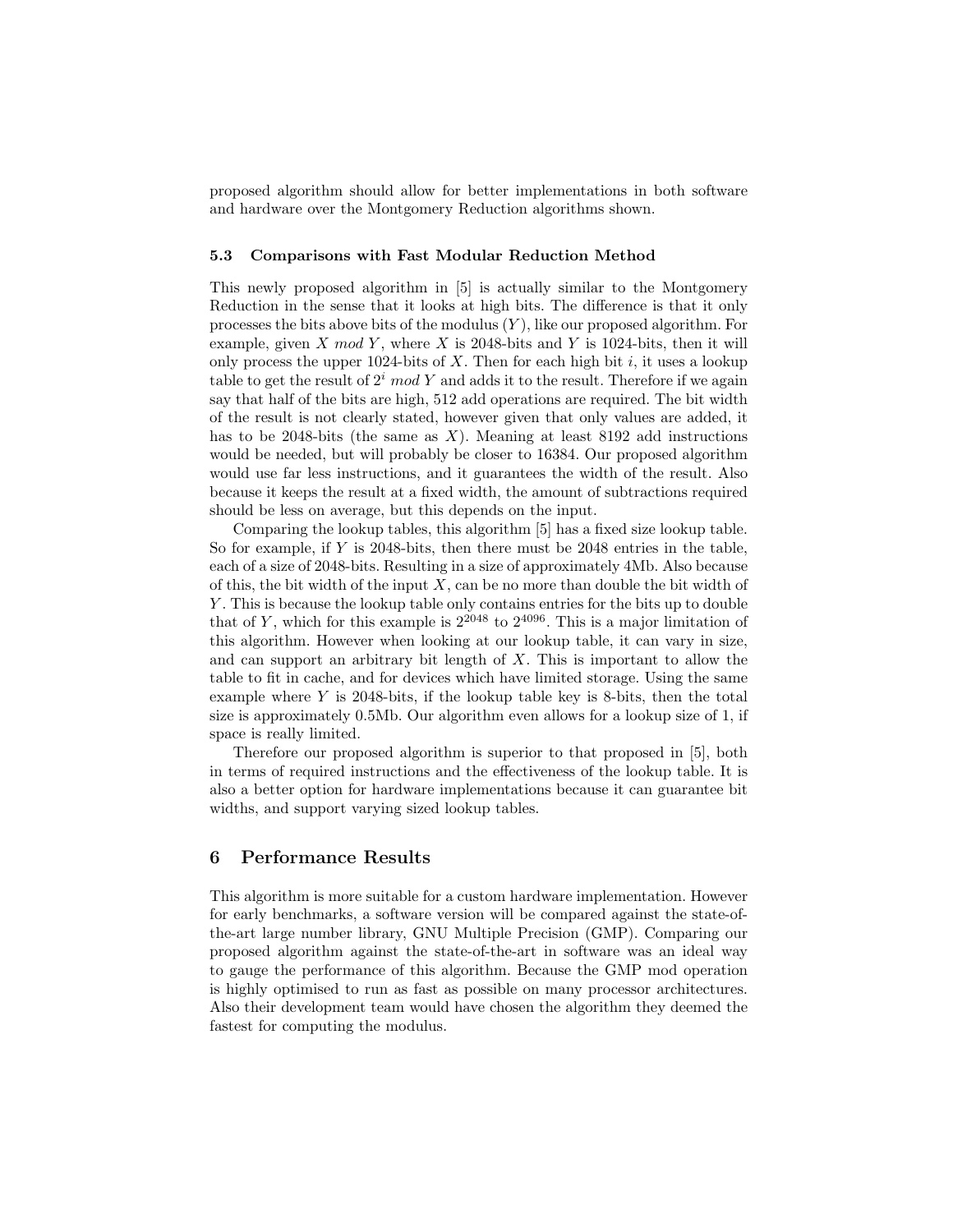proposed algorithm should allow for better implementations in both software and hardware over the Montgomery Reduction algorithms shown.

### 5.3 Comparisons with Fast Modular Reduction Method

This newly proposed algorithm in [5] is actually similar to the Montgomery Reduction in the sense that it looks at high bits. The difference is that it only processes the bits above bits of the modulus ($Y$), like our proposed algorithm. For example, given $X \; mod \; Y$, where $X$ is 2048-bits and $Y$ is 1024-bits, then it will only process the upper 1024-bits of $X$. Then for each high bit $i$, it uses a lookup table to get the result of $2^i \; mod \; Y$ and adds it to the result. Therefore if we again say that half of the bits are high, 512 add operations are required. The bit width of the result is not clearly stated, however given that only values are added, it has to be 2048-bits (the same as $X$). Meaning at least 8192 add instructions would be needed, but will probably be closer to 16384. Our proposed algorithm would use far less instructions, and it guarantees the width of the result. Also because it keeps the result at a fixed width, the amount of subtractions required should be less on average, but this depends on the input.

Comparing the lookup tables, this algorithm [5] has a fixed size lookup table. So for example, if $Y$ is 2048-bits, then there must be 2048 entries in the table, each of a size of 2048-bits. Resulting in a size of approximately 4Mb. Also because of this, the bit width of the input $X$, can be no more than double the bit width of $Y$. This is because the lookup table only contains entries for the bits up to double that of $Y$, which for this example is $2^{2048}$ to $2^{4096}$. This is a major limitation of this algorithm. However when looking at our lookup table, it can vary in size, and can support an arbitrary bit length of $X$. This is important to allow the table to fit in cache, and for devices which have limited storage. Using the same example where $Y$ is 2048-bits, if the lookup table key is 8-bits, then the total size is approximately 0.5Mb. Our algorithm even allows for a lookup size of 1, if space is really limited.

Therefore our proposed algorithm is superior to that proposed in [5], both in terms of required instructions and the effectiveness of the lookup table. It is also a better option for hardware implementations because it can guarantee bit widths, and support varying sized lookup tables.

## 6 Performance Results

This algorithm is more suitable for a custom hardware implementation. However for early benchmarks, a software version will be compared against the state-of-the-art large number library, GNU Multiple Precision (GMP). Comparing our proposed algorithm against the state-of-the-art in software was an ideal way to gauge the performance of this algorithm. Because the GMP mod operation is highly optimised to run as fast as possible on many processor architectures. Also their development team would have chosen the algorithm they deemed the fastest for computing the modulus.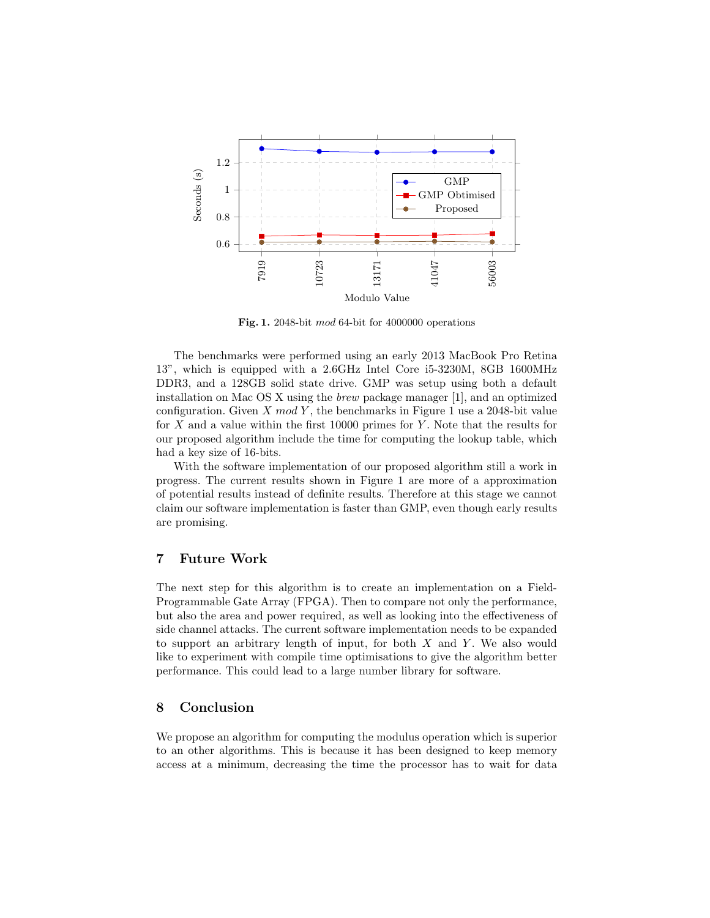Fig. 1. 2048-bit *mod* 64-bit for 4000000 operations

The benchmarks were performed using an early 2013 MacBook Pro Retina 13", which is equipped with a 2.6GHz Intel Core i5-3230M, 8GB 1600MHz DDR3, and a 128GB solid state drive. GMP was setup using both a default installation on Mac OS X using the *brew* package manager [1], and an optimized configuration. Given $X \ mod \ Y$, the benchmarks in Figure 1 use a 2048-bit value for $X$ and a value within the first 10000 primes for $Y$. Note that the results for our proposed algorithm include the time for computing the lookup table, which had a key size of 16-bits.

With the software implementation of our proposed algorithm still a work in progress. The current results shown in Figure 1 are more of a approximation of potential results instead of definite results. Therefore at this stage we cannot claim our software implementation is faster than GMP, even though early results are promising.

## 7 Future Work

The next step for this algorithm is to create an implementation on a Field-Programmable Gate Array (FPGA). Then to compare not only the performance, but also the area and power required, as well as looking into the effectiveness of side channel attacks. The current software implementation needs to be expanded to support an arbitrary length of input, for both $X$ and $Y$. We also would like to experiment with compile time optimisations to give the algorithm better performance. This could lead to a large number library for software.

## 8 Conclusion

We propose an algorithm for computing the modulus operation which is superior to an other algorithms. This is because it has been designed to keep memory access at a minimum, decreasing the time the processor has to wait for data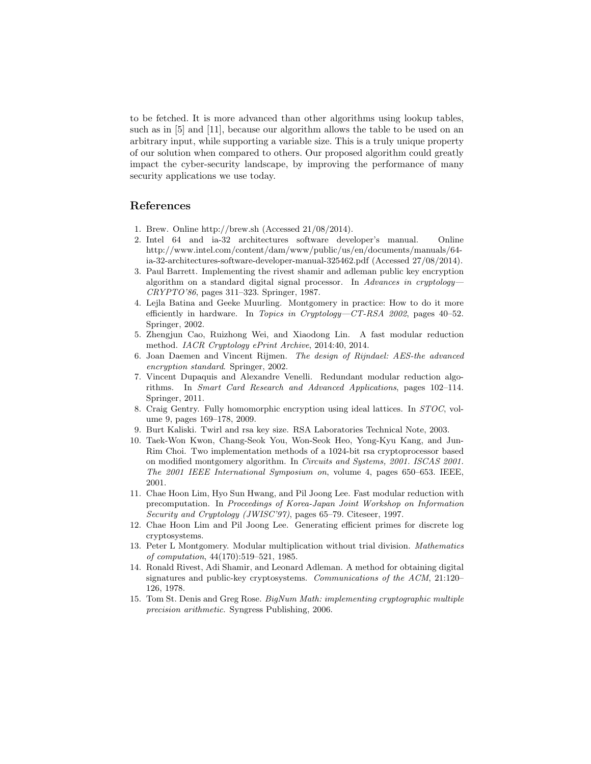to be fetched. It is more advanced than other algorithms using lookup tables, such as in [5] and [11], because our algorithm allows the table to be used on an arbitrary input, while supporting a variable size. This is a truly unique property of our solution when compared to others. Our proposed algorithm could greatly impact the cyber-security landscape, by improving the performance of many security applications we use today.

## References

1. Brew. Online http://brew.sh (Accessed 21/08/2014).
2. Intel 64 and ia-32 architectures software developer's manual. Online http://www.intel.com/content/dam/www/public/us/en/documents/manuals/64-ia-32-architectures-software-developer-manual-325462.pdf (Accessed 27/08/2014).
3. Paul Barrett. Implementing the rivest shamir and adleman public key encryption algorithm on a standard digital signal processor. In *Advances in cryptology—CRYPTO'86*, pages 311–323. Springer, 1987.
4. Lejla Batina and Geeke Muurling. Montgomery in practice: How to do it more efficiently in hardware. In *Topics in Cryptology—CT-RSA 2002*, pages 40–52. Springer, 2002.
5. Zhengjun Cao, Ruizhong Wei, and Xiaodong Lin. A fast modular reduction method. *IACR Cryptology ePrint Archive*, 2014:40, 2014.
6. Joan Daemen and Vincent Rijmen. *The design of Rijndael: AES-the advanced encryption standard*. Springer, 2002.
7. Vincent Dupaquis and Alexandre Venelli. Redundant modular reduction algorithms. In *Smart Card Research and Advanced Applications*, pages 102–114. Springer, 2011.
8. Craig Gentry. Fully homomorphic encryption using ideal lattices. In *STOC*, volume 9, pages 169–178, 2009.
9. Burt Kaliski. Twirl and rsa key size. RSA Laboratories Technical Note, 2003.
10. Taek-Won Kwon, Chang-Seok You, Won-Seok Heo, Yong-Kyu Kang, and Jun-Rim Choi. Two implementation methods of a 1024-bit rsa cryptoprocessor based on modified montgomery algorithm. In *Circuits and Systems, 2001. ISCAS 2001. The 2001 IEEE International Symposium on*, volume 4, pages 650–653. IEEE, 2001.
11. Chae Hoon Lim, Hyo Sun Hwang, and Pil Joong Lee. Fast modular reduction with precomputation. In *Proceedings of Korea-Japan Joint Workshop on Information Security and Cryptology (JWISC'97)*, pages 65–79. Citeseer, 1997.
12. Chae Hoon Lim and Pil Joong Lee. Generating efficient primes for discrete log cryptosystems.
13. Peter L Montgomery. Modular multiplication without trial division. *Mathematics of computation*, 44(170):519–521, 1985.
14. Ronald Rivest, Adi Shamir, and Leonard Adleman. A method for obtaining digital signatures and public-key cryptosystems. *Communications of the ACM*, 21:120–126, 1978.
15. Tom St. Denis and Greg Rose. *BigNum Math: implementing cryptographic multiple precision arithmetic*. Syngress Publishing, 2006.